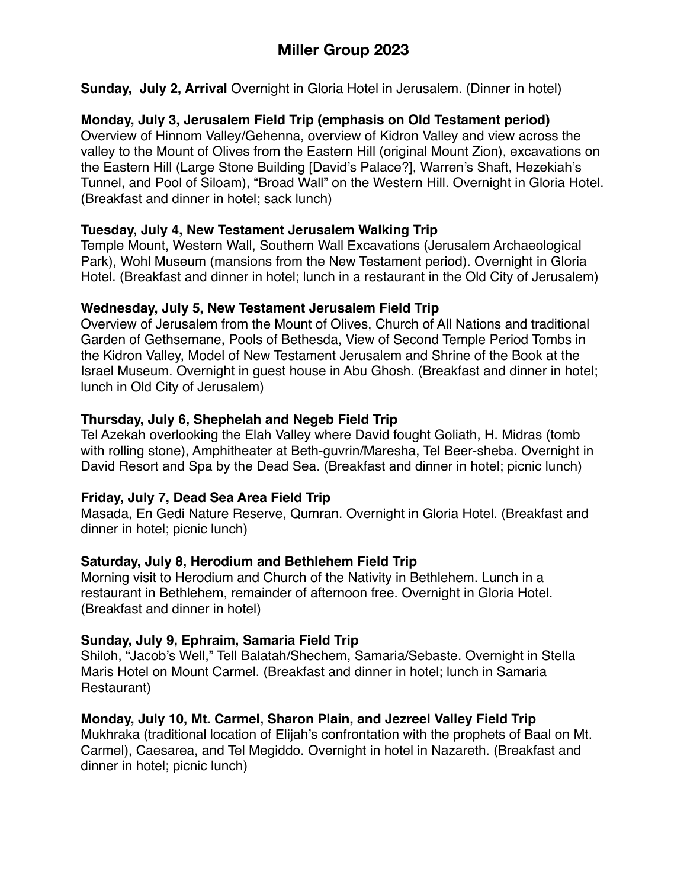# Miller Group 2023

**Sunday, July 2, Arrival** Overnight in Gloria Hotel in Jerusalem. (Dinner in hotel)

**Monday, July 3, Jerusalem Field Trip (emphasis on Old Testament period)**
Overview of Hinnom Valley/Gehenna, overview of Kidron Valley and view across the valley to the Mount of Olives from the Eastern Hill (original Mount Zion), excavations on the Eastern Hill (Large Stone Building [David's Palace?], Warren's Shaft, Hezekiah's Tunnel, and Pool of Siloam), "Broad Wall" on the Western Hill. Overnight in Gloria Hotel. (Breakfast and dinner in hotel; sack lunch)

**Tuesday, July 4, New Testament Jerusalem Walking Trip**
Temple Mount, Western Wall, Southern Wall Excavations (Jerusalem Archaeological Park), Wohl Museum (mansions from the New Testament period). Overnight in Gloria Hotel. (Breakfast and dinner in hotel; lunch in a restaurant in the Old City of Jerusalem)

**Wednesday, July 5, New Testament Jerusalem Field Trip**
Overview of Jerusalem from the Mount of Olives, Church of All Nations and traditional Garden of Gethsemane, Pools of Bethesda, View of Second Temple Period Tombs in the Kidron Valley, Model of New Testament Jerusalem and Shrine of the Book at the Israel Museum. Overnight in guest house in Abu Ghosh. (Breakfast and dinner in hotel; lunch in Old City of Jerusalem)

**Thursday, July 6, Shephelah and Negeb Field Trip**
Tel Azekah overlooking the Elah Valley where David fought Goliath, H. Midras (tomb with rolling stone), Amphitheater at Beth-guvrin/Maresha, Tel Beer-sheba. Overnight in David Resort and Spa by the Dead Sea. (Breakfast and dinner in hotel; picnic lunch)

**Friday, July 7, Dead Sea Area Field Trip**
Masada, En Gedi Nature Reserve, Qumran. Overnight in Gloria Hotel. (Breakfast and dinner in hotel; picnic lunch)

**Saturday, July 8, Herodium and Bethlehem Field Trip**
Morning visit to Herodium and Church of the Nativity in Bethlehem. Lunch in a restaurant in Bethlehem, remainder of afternoon free. Overnight in Gloria Hotel. (Breakfast and dinner in hotel)

**Sunday, July 9, Ephraim, Samaria Field Trip**
Shiloh, "Jacob's Well," Tell Balatah/Shechem, Samaria/Sebaste. Overnight in Stella Maris Hotel on Mount Carmel. (Breakfast and dinner in hotel; lunch in Samaria Restaurant)

**Monday, July 10, Mt. Carmel, Sharon Plain, and Jezreel Valley Field Trip**
Mukhraka (traditional location of Elijah's confrontation with the prophets of Baal on Mt. Carmel), Caesarea, and Tel Megiddo. Overnight in hotel in Nazareth. (Breakfast and dinner in hotel; picnic lunch)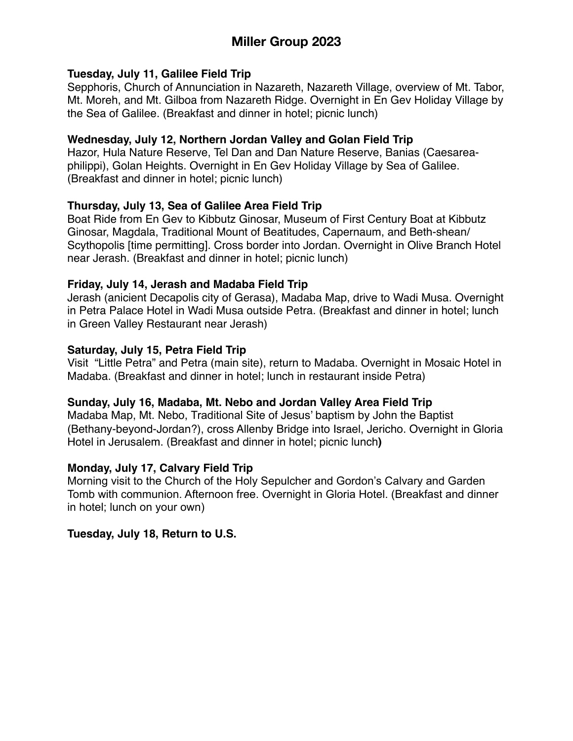# Miller Group 2023

**Tuesday, July 11, Galilee Field Trip**
Sepphoris, Church of Annunciation in Nazareth, Nazareth Village, overview of Mt. Tabor, Mt. Moreh, and Mt. Gilboa from Nazareth Ridge. Overnight in En Gev Holiday Village by the Sea of Galilee. (Breakfast and dinner in hotel; picnic lunch)

**Wednesday, July 12, Northern Jordan Valley and Golan Field Trip**
Hazor, Hula Nature Reserve, Tel Dan and Dan Nature Reserve, Banias (Caesarea-philippi), Golan Heights. Overnight in En Gev Holiday Village by Sea of Galilee. (Breakfast and dinner in hotel; picnic lunch)

**Thursday, July 13, Sea of Galilee Area Field Trip**
Boat Ride from En Gev to Kibbutz Ginosar, Museum of First Century Boat at Kibbutz Ginosar, Magdala, Traditional Mount of Beatitudes, Capernaum, and Beth-shean/ Scythopolis [time permitting]. Cross border into Jordan. Overnight in Olive Branch Hotel near Jerash. (Breakfast and dinner in hotel; picnic lunch)

**Friday, July 14, Jerash and Madaba Field Trip**
Jerash (anicient Decapolis city of Gerasa), Madaba Map, drive to Wadi Musa. Overnight in Petra Palace Hotel in Wadi Musa outside Petra. (Breakfast and dinner in hotel; lunch in Green Valley Restaurant near Jerash)

**Saturday, July 15, Petra Field Trip**
Visit "Little Petra" and Petra (main site), return to Madaba. Overnight in Mosaic Hotel in Madaba. (Breakfast and dinner in hotel; lunch in restaurant inside Petra)

**Sunday, July 16, Madaba, Mt. Nebo and Jordan Valley Area Field Trip**
Madaba Map, Mt. Nebo, Traditional Site of Jesus' baptism by John the Baptist (Bethany-beyond-Jordan?), cross Allenby Bridge into Israel, Jericho. Overnight in Gloria Hotel in Jerusalem. (Breakfast and dinner in hotel; picnic lunch**)**

**Monday, July 17, Calvary Field Trip**
Morning visit to the Church of the Holy Sepulcher and Gordon's Calvary and Garden Tomb with communion. Afternoon free. Overnight in Gloria Hotel. (Breakfast and dinner in hotel; lunch on your own)

**Tuesday, July 18, Return to U.S.**